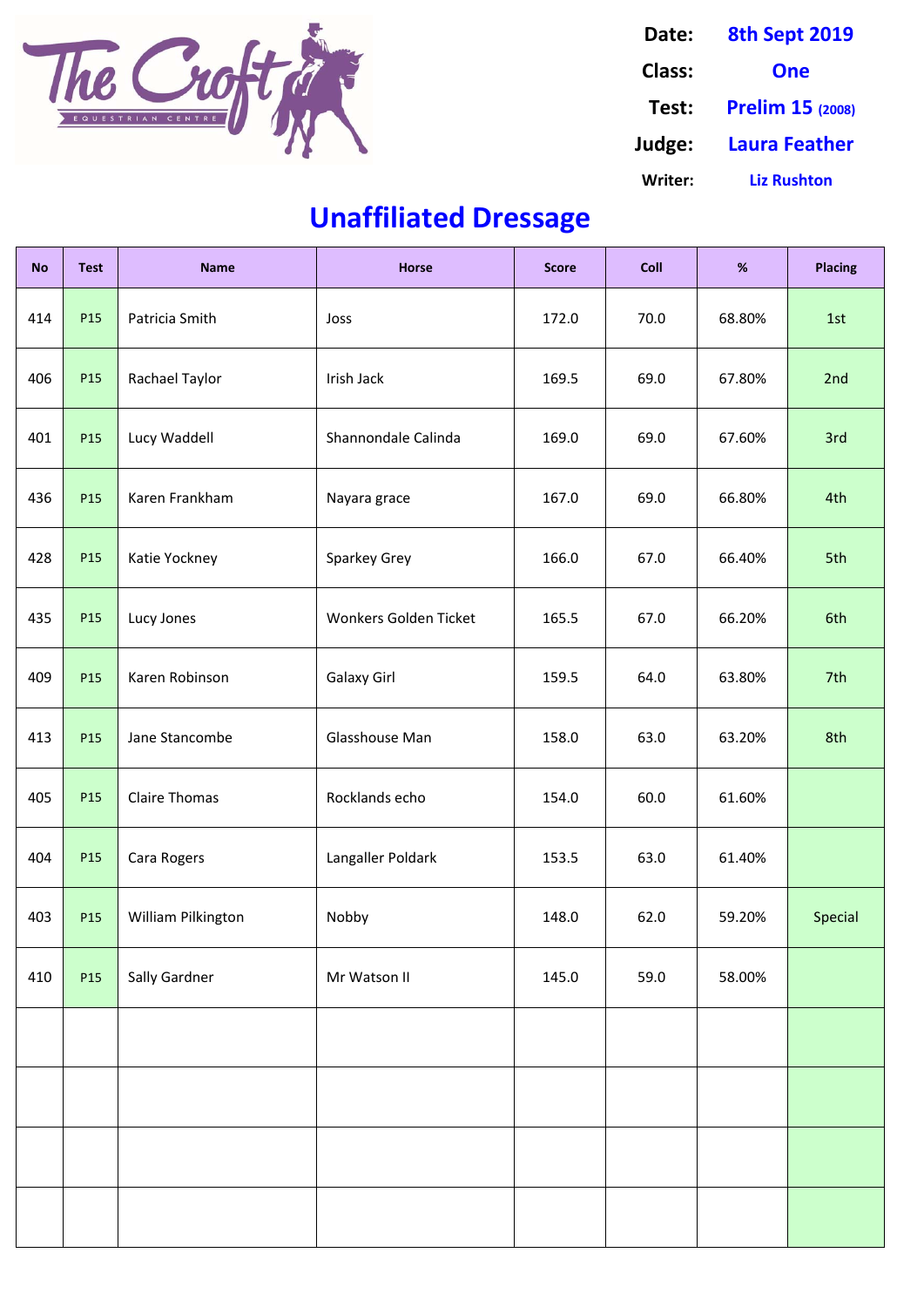The Croft Equestrian Centre

**Date:** 8th Sept 2019

**Class:** One

**Test:** Prelim 15 (2008)

**Judge:** Laura Feather

**Writer:** Liz Rushton

# Unaffiliated Dressage

| No | Test | Name | Horse | Score | Coll | % | Placing |
|---|---|---|---|---|---|---|---|
| 414 | P15 | Patricia Smith | Joss | 172.0 | 70.0 | 68.80% | 1st |
| 406 | P15 | Rachael Taylor | Irish Jack | 169.5 | 69.0 | 67.80% | 2nd |
| 401 | P15 | Lucy Waddell | Shannondale Calinda | 169.0 | 69.0 | 67.60% | 3rd |
| 436 | P15 | Karen Frankham | Nayara grace | 167.0 | 69.0 | 66.80% | 4th |
| 428 | P15 | Katie Yockney | Sparkey Grey | 166.0 | 67.0 | 66.40% | 5th |
| 435 | P15 | Lucy Jones | Wonkers Golden Ticket | 165.5 | 67.0 | 66.20% | 6th |
| 409 | P15 | Karen Robinson | Galaxy Girl | 159.5 | 64.0 | 63.80% | 7th |
| 413 | P15 | Jane Stancombe | Glasshouse Man | 158.0 | 63.0 | 63.20% | 8th |
| 405 | P15 | Claire Thomas | Rocklands echo | 154.0 | 60.0 | 61.60% | |
| 404 | P15 | Cara Rogers | Langaller Poldark | 153.5 | 63.0 | 61.40% | |
| 403 | P15 | William Pilkington | Nobby | 148.0 | 62.0 | 59.20% | Special |
| 410 | P15 | Sally Gardner | Mr Watson II | 145.0 | 59.0 | 58.00% | |
| | | | | | | | |
| | | | | | | | |
| | | | | | | | |
| | | | | | | | |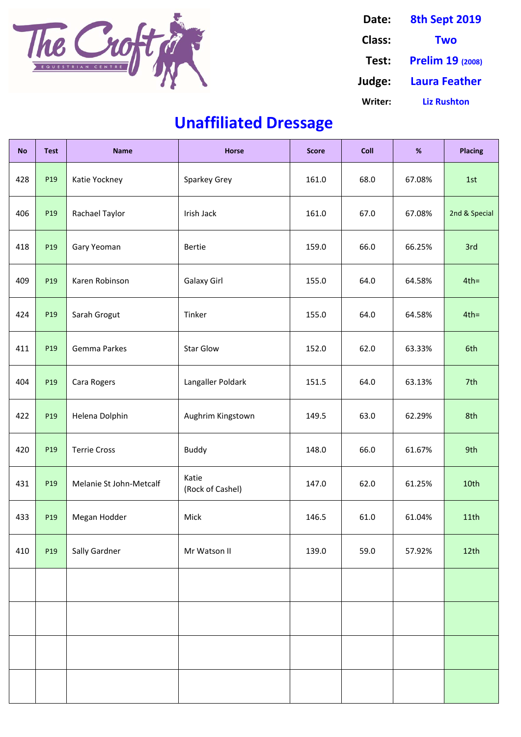| | |
|---|---|
| Date: | 8th Sept 2019 |
| Class: | Two |
| Test: | Prelim 19 (2008) |
| Judge: | Laura Feather |
| Writer: | Liz Rushton |

# Unaffiliated Dressage

| No | Test | Name | Horse | Score | Coll | % | Placing |
|---|---|---|---|---|---|---|---|
| 428 | P19 | Katie Yockney | Sparkey Grey | 161.0 | 68.0 | 67.08% | 1st |
| 406 | P19 | Rachael Taylor | Irish Jack | 161.0 | 67.0 | 67.08% | 2nd & Special |
| 418 | P19 | Gary Yeoman | Bertie | 159.0 | 66.0 | 66.25% | 3rd |
| 409 | P19 | Karen Robinson | Galaxy Girl | 155.0 | 64.0 | 64.58% | 4th= |
| 424 | P19 | Sarah Grogut | Tinker | 155.0 | 64.0 | 64.58% | 4th= |
| 411 | P19 | Gemma Parkes | Star Glow | 152.0 | 62.0 | 63.33% | 6th |
| 404 | P19 | Cara Rogers | Langaller Poldark | 151.5 | 64.0 | 63.13% | 7th |
| 422 | P19 | Helena Dolphin | Aughrim Kingstown | 149.5 | 63.0 | 62.29% | 8th |
| 420 | P19 | Terrie Cross | Buddy | 148.0 | 66.0 | 61.67% | 9th |
| 431 | P19 | Melanie St John-Metcalf | Katie (Rock of Cashel) | 147.0 | 62.0 | 61.25% | 10th |
| 433 | P19 | Megan Hodder | Mick | 146.5 | 61.0 | 61.04% | 11th |
| 410 | P19 | Sally Gardner | Mr Watson II | 139.0 | 59.0 | 57.92% | 12th |
| | | | | | | | |
| | | | | | | | |
| | | | | | | | |
| | | | | | | | |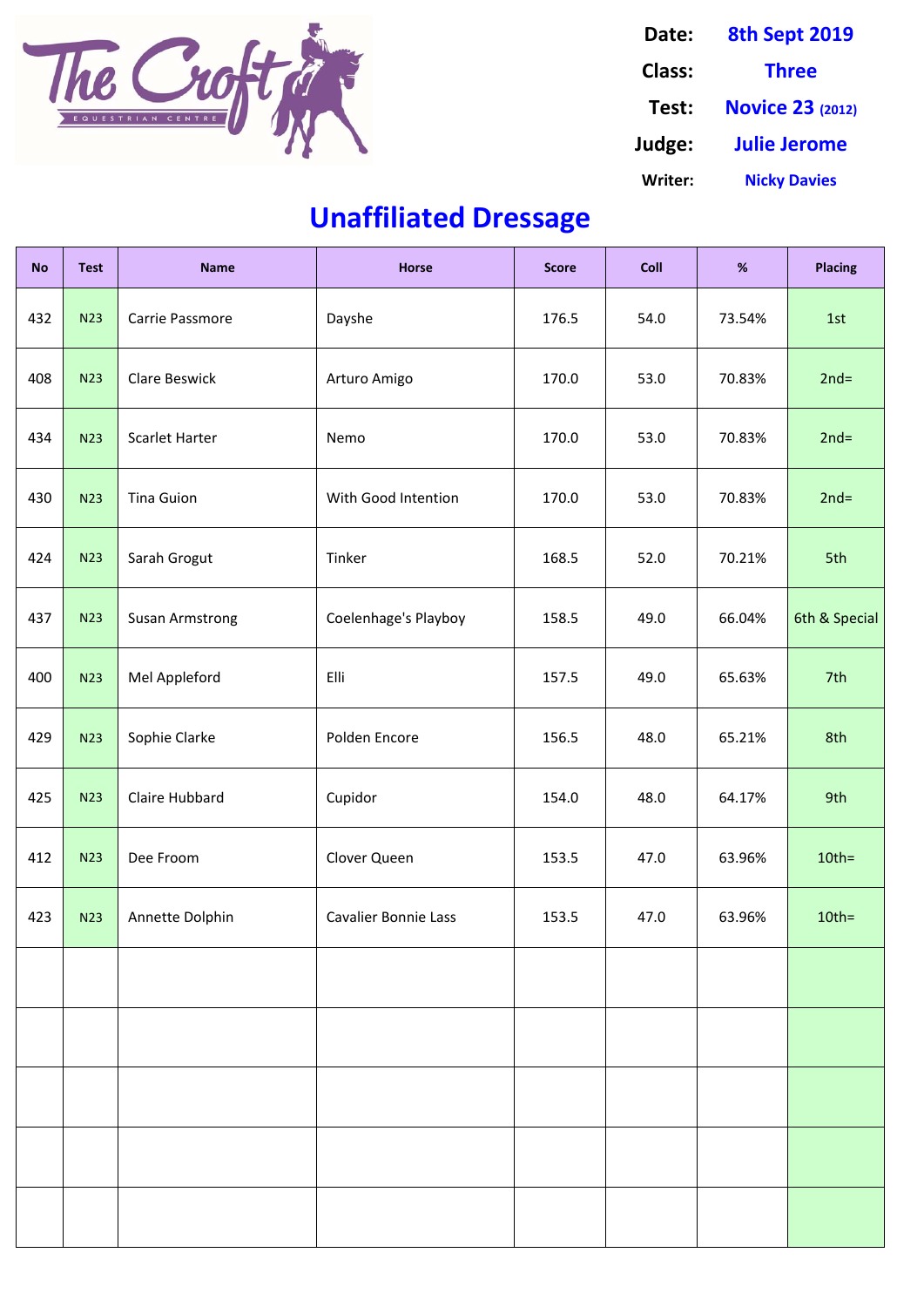The Croft Equestrian Centre

**Date:** 8th Sept 2019

**Class:** Three

**Test:** Novice 23 (2012)

**Judge:** Julie Jerome

**Writer:** Nicky Davies

# Unaffiliated Dressage

| No | Test | Name | Horse | Score | Coll | % | Placing |
|---|---|---|---|---|---|---|---|
| 432 | N23 | Carrie Passmore | Dayshe | 176.5 | 54.0 | 73.54% | 1st |
| 408 | N23 | Clare Beswick | Arturo Amigo | 170.0 | 53.0 | 70.83% | 2nd= |
| 434 | N23 | Scarlet Harter | Nemo | 170.0 | 53.0 | 70.83% | 2nd= |
| 430 | N23 | Tina Guion | With Good Intention | 170.0 | 53.0 | 70.83% | 2nd= |
| 424 | N23 | Sarah Grogut | Tinker | 168.5 | 52.0 | 70.21% | 5th |
| 437 | N23 | Susan Armstrong | Coelenhage's Playboy | 158.5 | 49.0 | 66.04% | 6th & Special |
| 400 | N23 | Mel Appleford | Elli | 157.5 | 49.0 | 65.63% | 7th |
| 429 | N23 | Sophie Clarke | Polden Encore | 156.5 | 48.0 | 65.21% | 8th |
| 425 | N23 | Claire Hubbard | Cupidor | 154.0 | 48.0 | 64.17% | 9th |
| 412 | N23 | Dee Froom | Clover Queen | 153.5 | 47.0 | 63.96% | 10th= |
| 423 | N23 | Annette Dolphin | Cavalier Bonnie Lass | 153.5 | 47.0 | 63.96% | 10th= |
| | | | | | | | |
| | | | | | | | |
| | | | | | | | |
| | | | | | | | |
| | | | | | | | |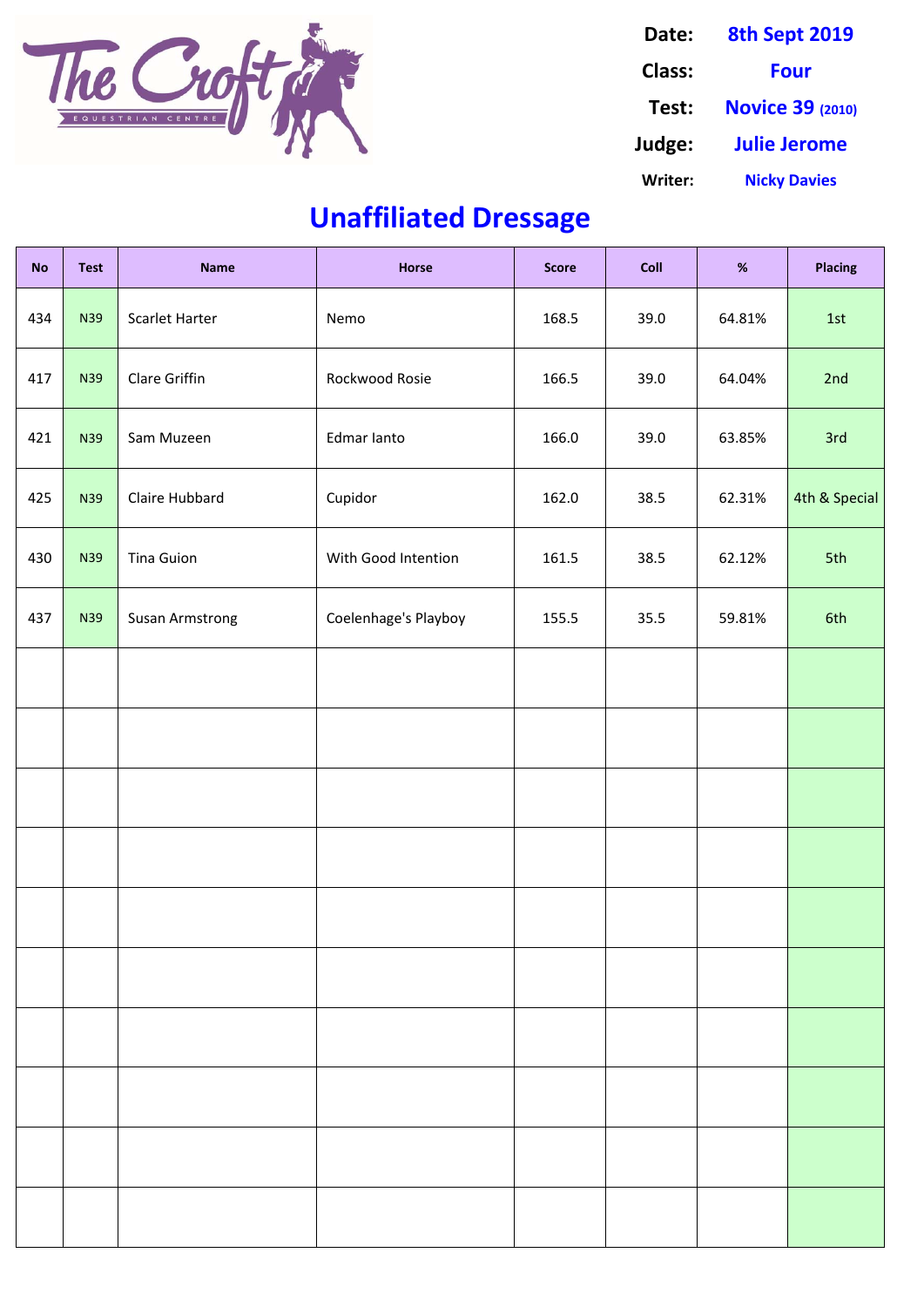The Croft
EQUESTRIAN CENTRE

| | |
|---|---|
| Date: | 8th Sept 2019 |
| Class: | Four |
| Test: | Novice 39 (2010) |
| Judge: | Julie Jerome |
| Writer: | Nicky Davies |

# Unaffiliated Dressage

| No | Test | Name | Horse | Score | Coll | % | Placing |
|---|---|---|---|---|---|---|---|
| 434 | N39 | Scarlet Harter | Nemo | 168.5 | 39.0 | 64.81% | 1st |
| 417 | N39 | Clare Griffin | Rockwood Rosie | 166.5 | 39.0 | 64.04% | 2nd |
| 421 | N39 | Sam Muzeen | Edmar Ianto | 166.0 | 39.0 | 63.85% | 3rd |
| 425 | N39 | Claire Hubbard | Cupidor | 162.0 | 38.5 | 62.31% | 4th & Special |
| 430 | N39 | Tina Guion | With Good Intention | 161.5 | 38.5 | 62.12% | 5th |
| 437 | N39 | Susan Armstrong | Coelenhage's Playboy | 155.5 | 35.5 | 59.81% | 6th |
| | | | | | | | |
| | | | | | | | |
| | | | | | | | |
| | | | | | | | |
| | | | | | | | |
| | | | | | | | |
| | | | | | | | |
| | | | | | | | |
| | | | | | | | |
| | | | | | | | |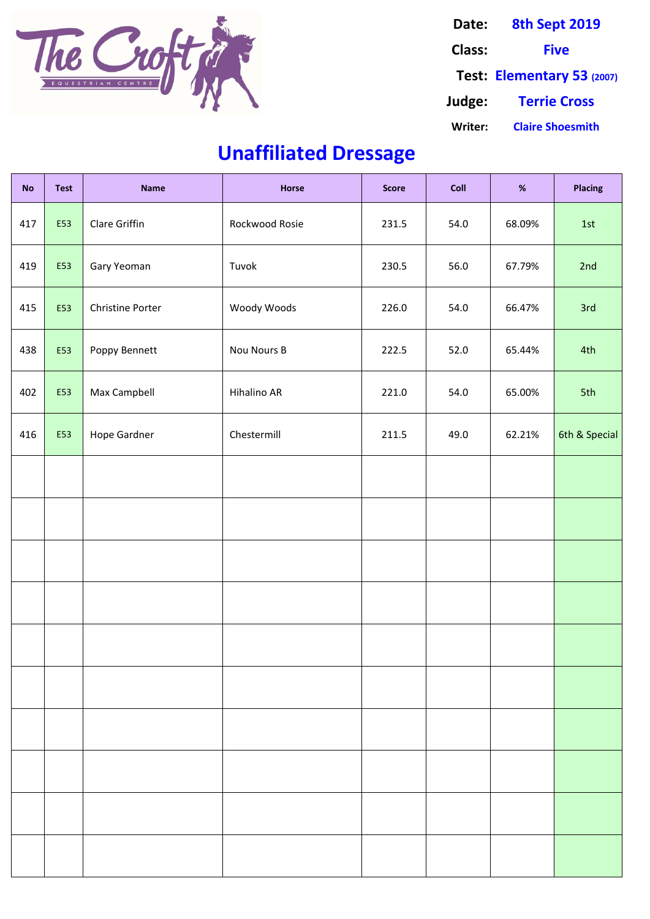The Croft
EQUESTRIAN CENTRE

**Date:** 8th Sept 2019

**Class:** Five

**Test:** Elementary 53 (2007)

**Judge:** Terrie Cross

**Writer:** Claire Shoesmith

# Unaffiliated Dressage

| No | Test | Name | Horse | Score | Coll | % | Placing |
|---|---|---|---|---|---|---|---|
| 417 | E53 | Clare Griffin | Rockwood Rosie | 231.5 | 54.0 | 68.09% | 1st |
| 419 | E53 | Gary Yeoman | Tuvok | 230.5 | 56.0 | 67.79% | 2nd |
| 415 | E53 | Christine Porter | Woody Woods | 226.0 | 54.0 | 66.47% | 3rd |
| 438 | E53 | Poppy Bennett | Nou Nours B | 222.5 | 52.0 | 65.44% | 4th |
| 402 | E53 | Max Campbell | Hihalino AR | 221.0 | 54.0 | 65.00% | 5th |
| 416 | E53 | Hope Gardner | Chestermill | 211.5 | 49.0 | 62.21% | 6th & Special |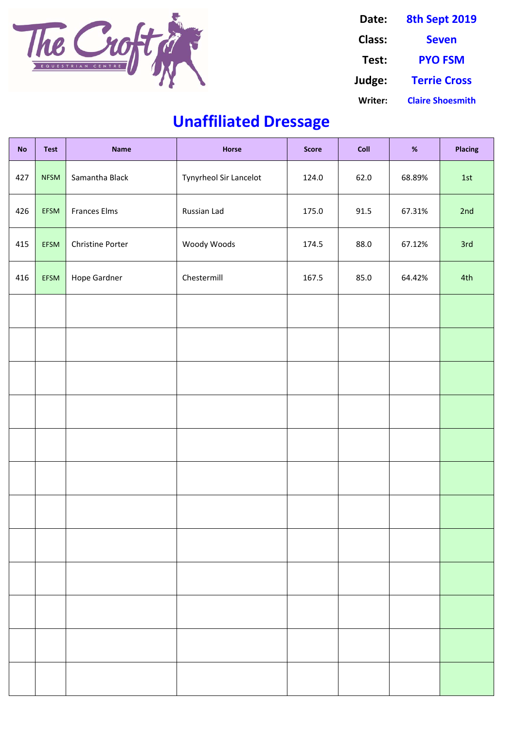The Croft
EQUESTRIAN CENTRE

**Date:** 8th Sept 2019

**Class:** Seven

**Test:** PYO FSM

**Judge:** Terrie Cross

**Writer:** Claire Shoesmith

# Unaffiliated Dressage

| No | Test | Name | Horse | Score | Coll | % | Placing |
|---|---|---|---|---|---|---|---|
| 427 | NFSM | Samantha Black | Tynyrheol Sir Lancelot | 124.0 | 62.0 | 68.89% | 1st |
| 426 | EFSM | Frances Elms | Russian Lad | 175.0 | 91.5 | 67.31% | 2nd |
| 415 | EFSM | Christine Porter | Woody Woods | 174.5 | 88.0 | 67.12% | 3rd |
| 416 | EFSM | Hope Gardner | Chestermill | 167.5 | 85.0 | 64.42% | 4th |
| | | | | | | | |
| | | | | | | | |
| | | | | | | | |
| | | | | | | | |
| | | | | | | | |
| | | | | | | | |
| | | | | | | | |
| | | | | | | | |
| | | | | | | | |
| | | | | | | | |
| | | | | | | | |
| | | | | | | | |